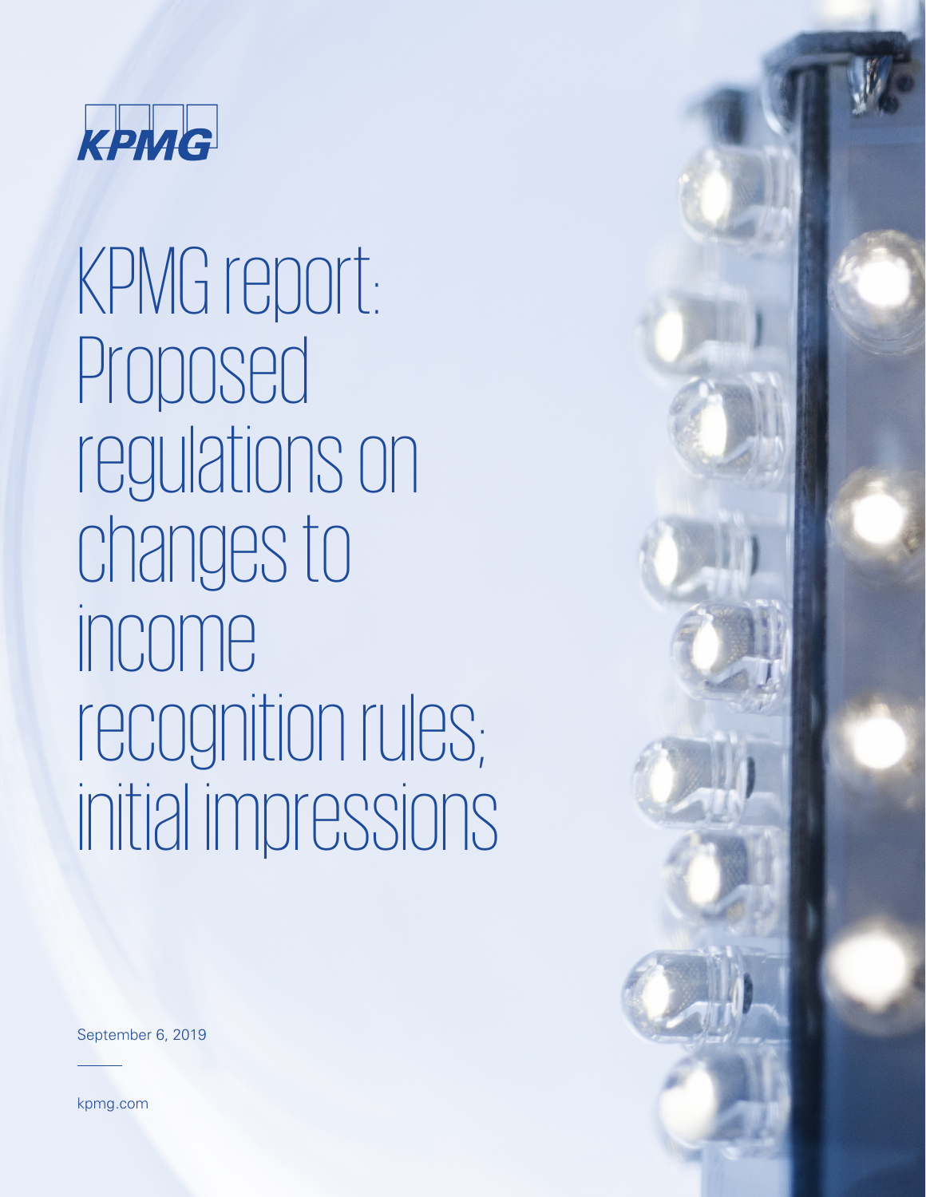KPMG

# KPMG report: Proposed regulations on changes to income recognition rules; initial impressions

September 6, 2019

kpmg.com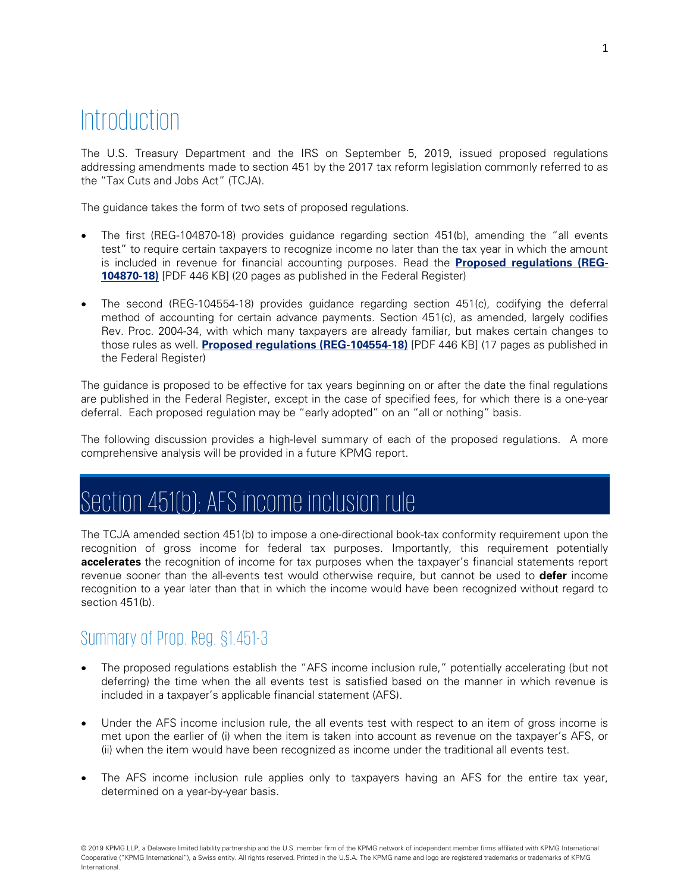# Introduction

The U.S. Treasury Department and the IRS on September 5, 2019, issued proposed regulations addressing amendments made to section 451 by the 2017 tax reform legislation commonly referred to as the "Tax Cuts and Jobs Act" (TCJA).

The guidance takes the form of two sets of proposed regulations.

- The first (REG-104870-18) provides guidance regarding section 451(b), amending the "all events test" to require certain taxpayers to recognize income no later than the tax year in which the amount is included in revenue for financial accounting purposes. Read the **Proposed regulations (REG-104870-18)** [PDF 446 KB] (20 pages as published in the Federal Register)
- The second (REG-104554-18) provides guidance regarding section 451(c), codifying the deferral method of accounting for certain advance payments. Section 451(c), as amended, largely codifies Rev. Proc. 2004-34, with which many taxpayers are already familiar, but makes certain changes to those rules as well. **Proposed regulations (REG-104554-18)** [PDF 446 KB] (17 pages as published in the Federal Register)

The guidance is proposed to be effective for tax years beginning on or after the date the final regulations are published in the Federal Register, except in the case of specified fees, for which there is a one-year deferral. Each proposed regulation may be "early adopted" on an "all or nothing" basis.

The following discussion provides a high-level summary of each of the proposed regulations. A more comprehensive analysis will be provided in a future KPMG report.

# Section 451(b): AFS income inclusion rule

The TCJA amended section 451(b) to impose a one-directional book-tax conformity requirement upon the recognition of gross income for federal tax purposes. Importantly, this requirement potentially **accelerates** the recognition of income for tax purposes when the taxpayer's financial statements report revenue sooner than the all-events test would otherwise require, but cannot be used to **defer** income recognition to a year later than that in which the income would have been recognized without regard to section 451(b).

## Summary of Prop. Reg. §1.451-3

- The proposed regulations establish the "AFS income inclusion rule," potentially accelerating (but not deferring) the time when the all events test is satisfied based on the manner in which revenue is included in a taxpayer's applicable financial statement (AFS).
- Under the AFS income inclusion rule, the all events test with respect to an item of gross income is met upon the earlier of (i) when the item is taken into account as revenue on the taxpayer's AFS, or (ii) when the item would have been recognized as income under the traditional all events test.
- The AFS income inclusion rule applies only to taxpayers having an AFS for the entire tax year, determined on a year-by-year basis.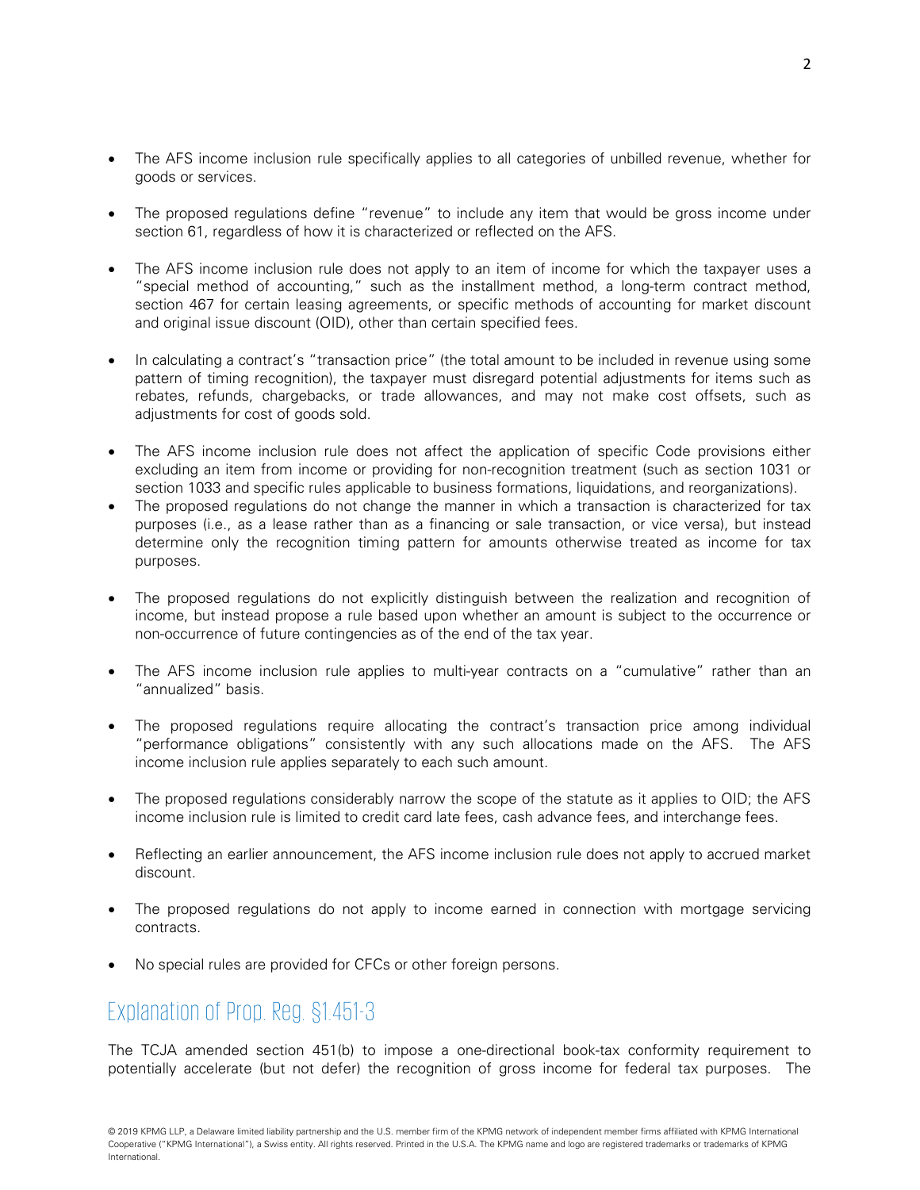- The AFS income inclusion rule specifically applies to all categories of unbilled revenue, whether for goods or services.
- The proposed regulations define "revenue" to include any item that would be gross income under section 61, regardless of how it is characterized or reflected on the AFS.
- The AFS income inclusion rule does not apply to an item of income for which the taxpayer uses a "special method of accounting," such as the installment method, a long-term contract method, section 467 for certain leasing agreements, or specific methods of accounting for market discount and original issue discount (OID), other than certain specified fees.
- In calculating a contract's "transaction price" (the total amount to be included in revenue using some pattern of timing recognition), the taxpayer must disregard potential adjustments for items such as rebates, refunds, chargebacks, or trade allowances, and may not make cost offsets, such as adjustments for cost of goods sold.
- The AFS income inclusion rule does not affect the application of specific Code provisions either excluding an item from income or providing for non-recognition treatment (such as section 1031 or section 1033 and specific rules applicable to business formations, liquidations, and reorganizations).
- The proposed regulations do not change the manner in which a transaction is characterized for tax purposes (i.e., as a lease rather than as a financing or sale transaction, or vice versa), but instead determine only the recognition timing pattern for amounts otherwise treated as income for tax purposes.
- The proposed regulations do not explicitly distinguish between the realization and recognition of income, but instead propose a rule based upon whether an amount is subject to the occurrence or non-occurrence of future contingencies as of the end of the tax year.
- The AFS income inclusion rule applies to multi-year contracts on a "cumulative" rather than an "annualized" basis.
- The proposed regulations require allocating the contract's transaction price among individual "performance obligations" consistently with any such allocations made on the AFS. The AFS income inclusion rule applies separately to each such amount.
- The proposed regulations considerably narrow the scope of the statute as it applies to OID; the AFS income inclusion rule is limited to credit card late fees, cash advance fees, and interchange fees.
- Reflecting an earlier announcement, the AFS income inclusion rule does not apply to accrued market discount.
- The proposed regulations do not apply to income earned in connection with mortgage servicing contracts.
- No special rules are provided for CFCs or other foreign persons.

## Explanation of Prop. Reg. §1.451-3

The TCJA amended section 451(b) to impose a one-directional book-tax conformity requirement to potentially accelerate (but not defer) the recognition of gross income for federal tax purposes. The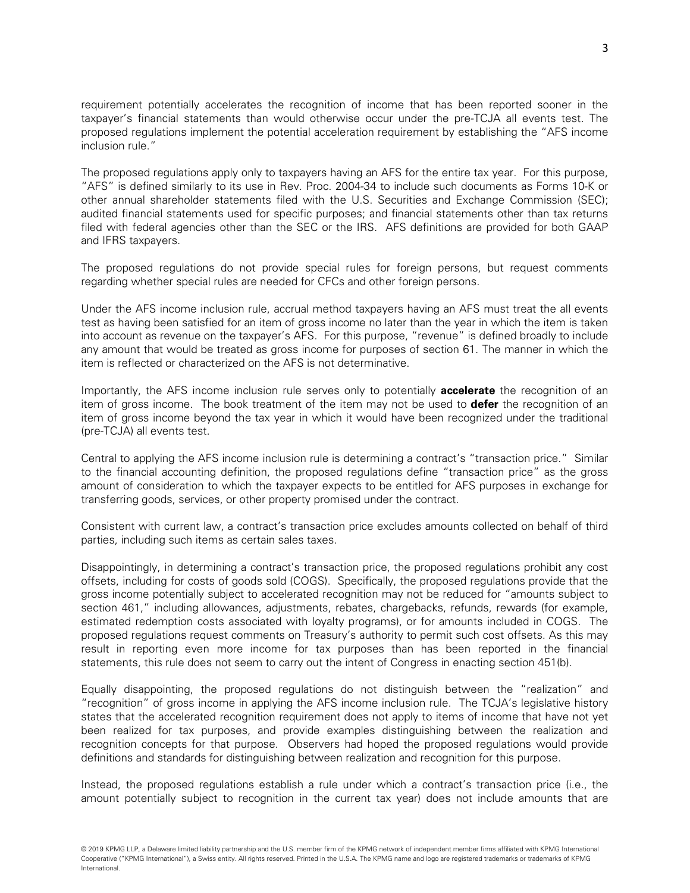requirement potentially accelerates the recognition of income that has been reported sooner in the taxpayer's financial statements than would otherwise occur under the pre-TCJA all events test. The proposed regulations implement the potential acceleration requirement by establishing the "AFS income inclusion rule."

The proposed regulations apply only to taxpayers having an AFS for the entire tax year. For this purpose, "AFS" is defined similarly to its use in Rev. Proc. 2004-34 to include such documents as Forms 10-K or other annual shareholder statements filed with the U.S. Securities and Exchange Commission (SEC); audited financial statements used for specific purposes; and financial statements other than tax returns filed with federal agencies other than the SEC or the IRS. AFS definitions are provided for both GAAP and IFRS taxpayers.

The proposed regulations do not provide special rules for foreign persons, but request comments regarding whether special rules are needed for CFCs and other foreign persons.

Under the AFS income inclusion rule, accrual method taxpayers having an AFS must treat the all events test as having been satisfied for an item of gross income no later than the year in which the item is taken into account as revenue on the taxpayer's AFS. For this purpose, "revenue" is defined broadly to include any amount that would be treated as gross income for purposes of section 61. The manner in which the item is reflected or characterized on the AFS is not determinative.

Importantly, the AFS income inclusion rule serves only to potentially **accelerate** the recognition of an item of gross income. The book treatment of the item may not be used to **defer** the recognition of an item of gross income beyond the tax year in which it would have been recognized under the traditional (pre-TCJA) all events test.

Central to applying the AFS income inclusion rule is determining a contract's "transaction price." Similar to the financial accounting definition, the proposed regulations define "transaction price" as the gross amount of consideration to which the taxpayer expects to be entitled for AFS purposes in exchange for transferring goods, services, or other property promised under the contract.

Consistent with current law, a contract's transaction price excludes amounts collected on behalf of third parties, including such items as certain sales taxes.

Disappointingly, in determining a contract's transaction price, the proposed regulations prohibit any cost offsets, including for costs of goods sold (COGS). Specifically, the proposed regulations provide that the gross income potentially subject to accelerated recognition may not be reduced for "amounts subject to section 461," including allowances, adjustments, rebates, chargebacks, refunds, rewards (for example, estimated redemption costs associated with loyalty programs), or for amounts included in COGS. The proposed regulations request comments on Treasury's authority to permit such cost offsets. As this may result in reporting even more income for tax purposes than has been reported in the financial statements, this rule does not seem to carry out the intent of Congress in enacting section 451(b).

Equally disappointing, the proposed regulations do not distinguish between the "realization" and "recognition" of gross income in applying the AFS income inclusion rule. The TCJA's legislative history states that the accelerated recognition requirement does not apply to items of income that have not yet been realized for tax purposes, and provide examples distinguishing between the realization and recognition concepts for that purpose. Observers had hoped the proposed regulations would provide definitions and standards for distinguishing between realization and recognition for this purpose.

Instead, the proposed regulations establish a rule under which a contract's transaction price (i.e., the amount potentially subject to recognition in the current tax year) does not include amounts that are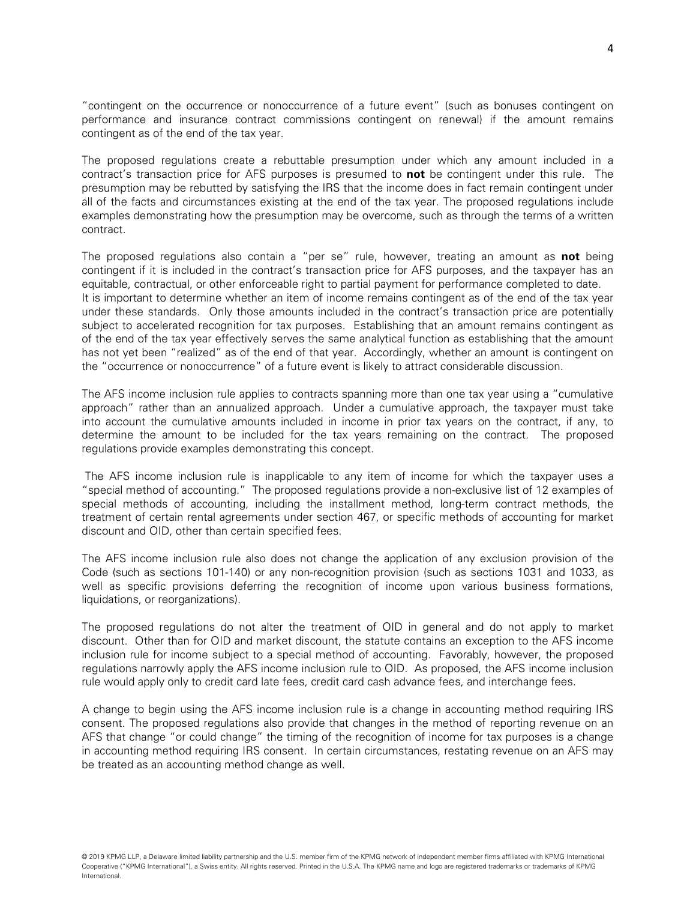"contingent on the occurrence or nonoccurrence of a future event" (such as bonuses contingent on performance and insurance contract commissions contingent on renewal) if the amount remains contingent as of the end of the tax year.

The proposed regulations create a rebuttable presumption under which any amount included in a contract's transaction price for AFS purposes is presumed to **not** be contingent under this rule. The presumption may be rebutted by satisfying the IRS that the income does in fact remain contingent under all of the facts and circumstances existing at the end of the tax year. The proposed regulations include examples demonstrating how the presumption may be overcome, such as through the terms of a written contract.

The proposed regulations also contain a "per se" rule, however, treating an amount as **not** being contingent if it is included in the contract's transaction price for AFS purposes, and the taxpayer has an equitable, contractual, or other enforceable right to partial payment for performance completed to date.
It is important to determine whether an item of income remains contingent as of the end of the tax year under these standards. Only those amounts included in the contract's transaction price are potentially subject to accelerated recognition for tax purposes. Establishing that an amount remains contingent as of the end of the tax year effectively serves the same analytical function as establishing that the amount has not yet been "realized" as of the end of that year. Accordingly, whether an amount is contingent on the "occurrence or nonoccurrence" of a future event is likely to attract considerable discussion.

The AFS income inclusion rule applies to contracts spanning more than one tax year using a "cumulative approach" rather than an annualized approach. Under a cumulative approach, the taxpayer must take into account the cumulative amounts included in income in prior tax years on the contract, if any, to determine the amount to be included for the tax years remaining on the contract. The proposed regulations provide examples demonstrating this concept.

The AFS income inclusion rule is inapplicable to any item of income for which the taxpayer uses a "special method of accounting." The proposed regulations provide a non-exclusive list of 12 examples of special methods of accounting, including the installment method, long-term contract methods, the treatment of certain rental agreements under section 467, or specific methods of accounting for market discount and OID, other than certain specified fees.

The AFS income inclusion rule also does not change the application of any exclusion provision of the Code (such as sections 101-140) or any non-recognition provision (such as sections 1031 and 1033, as well as specific provisions deferring the recognition of income upon various business formations, liquidations, or reorganizations).

The proposed regulations do not alter the treatment of OID in general and do not apply to market discount. Other than for OID and market discount, the statute contains an exception to the AFS income inclusion rule for income subject to a special method of accounting. Favorably, however, the proposed regulations narrowly apply the AFS income inclusion rule to OID. As proposed, the AFS income inclusion rule would apply only to credit card late fees, credit card cash advance fees, and interchange fees.

A change to begin using the AFS income inclusion rule is a change in accounting method requiring IRS consent. The proposed regulations also provide that changes in the method of reporting revenue on an AFS that change "or could change" the timing of the recognition of income for tax purposes is a change in accounting method requiring IRS consent. In certain circumstances, restating revenue on an AFS may be treated as an accounting method change as well.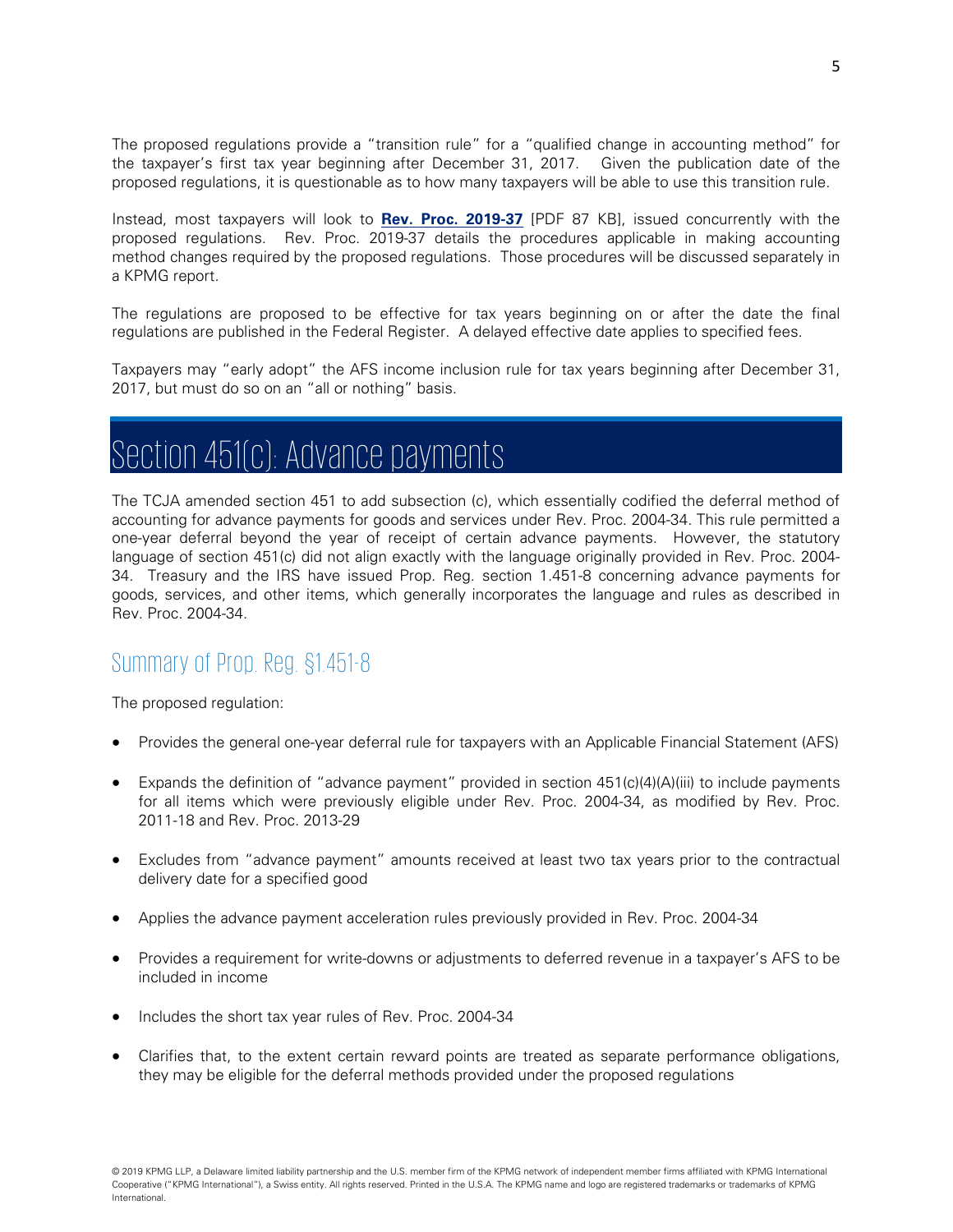The proposed regulations provide a "transition rule" for a "qualified change in accounting method" for the taxpayer's first tax year beginning after December 31, 2017. Given the publication date of the proposed regulations, it is questionable as to how many taxpayers will be able to use this transition rule.

Instead, most taxpayers will look to **Rev. Proc. 2019-37** [PDF 87 KB], issued concurrently with the proposed regulations. Rev. Proc. 2019-37 details the procedures applicable in making accounting method changes required by the proposed regulations. Those procedures will be discussed separately in a KPMG report.

The regulations are proposed to be effective for tax years beginning on or after the date the final regulations are published in the Federal Register. A delayed effective date applies to specified fees.

Taxpayers may "early adopt" the AFS income inclusion rule for tax years beginning after December 31, 2017, but must do so on an "all or nothing" basis.

# Section 451(c): Advance payments

The TCJA amended section 451 to add subsection (c), which essentially codified the deferral method of accounting for advance payments for goods and services under Rev. Proc. 2004-34. This rule permitted a one-year deferral beyond the year of receipt of certain advance payments. However, the statutory language of section 451(c) did not align exactly with the language originally provided in Rev. Proc. 2004-34. Treasury and the IRS have issued Prop. Reg. section 1.451-8 concerning advance payments for goods, services, and other items, which generally incorporates the language and rules as described in Rev. Proc. 2004-34.

## Summary of Prop. Reg. §1.451-8

The proposed regulation:

- Provides the general one-year deferral rule for taxpayers with an Applicable Financial Statement (AFS)
- Expands the definition of "advance payment" provided in section 451(c)(4)(A)(iii) to include payments for all items which were previously eligible under Rev. Proc. 2004-34, as modified by Rev. Proc. 2011-18 and Rev. Proc. 2013-29
- Excludes from "advance payment" amounts received at least two tax years prior to the contractual delivery date for a specified good
- Applies the advance payment acceleration rules previously provided in Rev. Proc. 2004-34
- Provides a requirement for write-downs or adjustments to deferred revenue in a taxpayer's AFS to be included in income
- Includes the short tax year rules of Rev. Proc. 2004-34
- Clarifies that, to the extent certain reward points are treated as separate performance obligations, they may be eligible for the deferral methods provided under the proposed regulations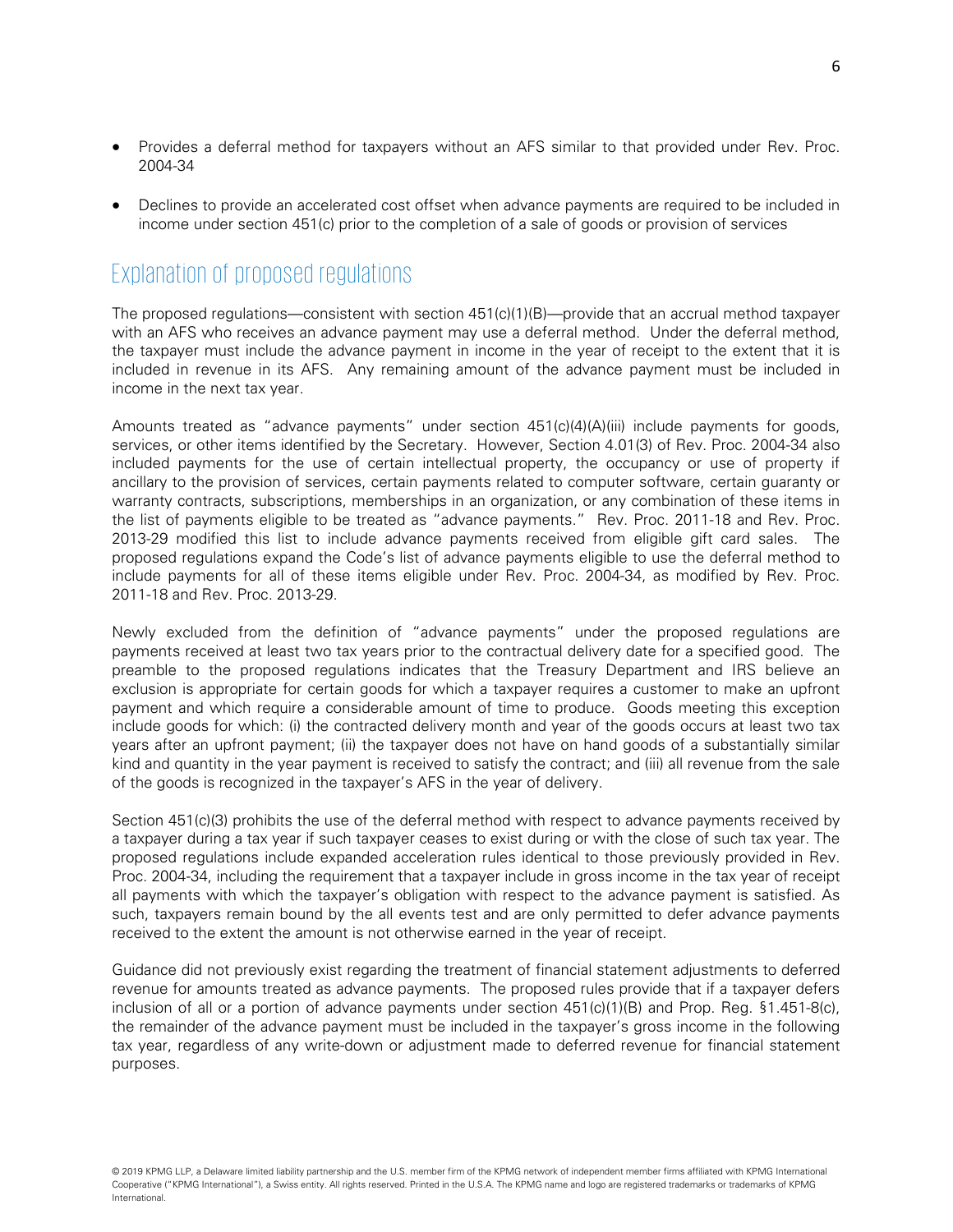- Provides a deferral method for taxpayers without an AFS similar to that provided under Rev. Proc. 2004-34
- Declines to provide an accelerated cost offset when advance payments are required to be included in income under section 451(c) prior to the completion of a sale of goods or provision of services

## Explanation of proposed regulations

The proposed regulations—consistent with section 451(c)(1)(B)—provide that an accrual method taxpayer with an AFS who receives an advance payment may use a deferral method. Under the deferral method, the taxpayer must include the advance payment in income in the year of receipt to the extent that it is included in revenue in its AFS. Any remaining amount of the advance payment must be included in income in the next tax year.

Amounts treated as "advance payments" under section 451(c)(4)(A)(iii) include payments for goods, services, or other items identified by the Secretary. However, Section 4.01(3) of Rev. Proc. 2004-34 also included payments for the use of certain intellectual property, the occupancy or use of property if ancillary to the provision of services, certain payments related to computer software, certain guaranty or warranty contracts, subscriptions, memberships in an organization, or any combination of these items in the list of payments eligible to be treated as "advance payments." Rev. Proc. 2011-18 and Rev. Proc. 2013-29 modified this list to include advance payments received from eligible gift card sales. The proposed regulations expand the Code's list of advance payments eligible to use the deferral method to include payments for all of these items eligible under Rev. Proc. 2004-34, as modified by Rev. Proc. 2011-18 and Rev. Proc. 2013-29.

Newly excluded from the definition of "advance payments" under the proposed regulations are payments received at least two tax years prior to the contractual delivery date for a specified good. The preamble to the proposed regulations indicates that the Treasury Department and IRS believe an exclusion is appropriate for certain goods for which a taxpayer requires a customer to make an upfront payment and which require a considerable amount of time to produce. Goods meeting this exception include goods for which: (i) the contracted delivery month and year of the goods occurs at least two tax years after an upfront payment; (ii) the taxpayer does not have on hand goods of a substantially similar kind and quantity in the year payment is received to satisfy the contract; and (iii) all revenue from the sale of the goods is recognized in the taxpayer's AFS in the year of delivery.

Section 451(c)(3) prohibits the use of the deferral method with respect to advance payments received by a taxpayer during a tax year if such taxpayer ceases to exist during or with the close of such tax year. The proposed regulations include expanded acceleration rules identical to those previously provided in Rev. Proc. 2004-34, including the requirement that a taxpayer include in gross income in the tax year of receipt all payments with which the taxpayer's obligation with respect to the advance payment is satisfied. As such, taxpayers remain bound by the all events test and are only permitted to defer advance payments received to the extent the amount is not otherwise earned in the year of receipt.

Guidance did not previously exist regarding the treatment of financial statement adjustments to deferred revenue for amounts treated as advance payments. The proposed rules provide that if a taxpayer defers inclusion of all or a portion of advance payments under section 451(c)(1)(B) and Prop. Reg. §1.451-8(c), the remainder of the advance payment must be included in the taxpayer's gross income in the following tax year, regardless of any write-down or adjustment made to deferred revenue for financial statement purposes.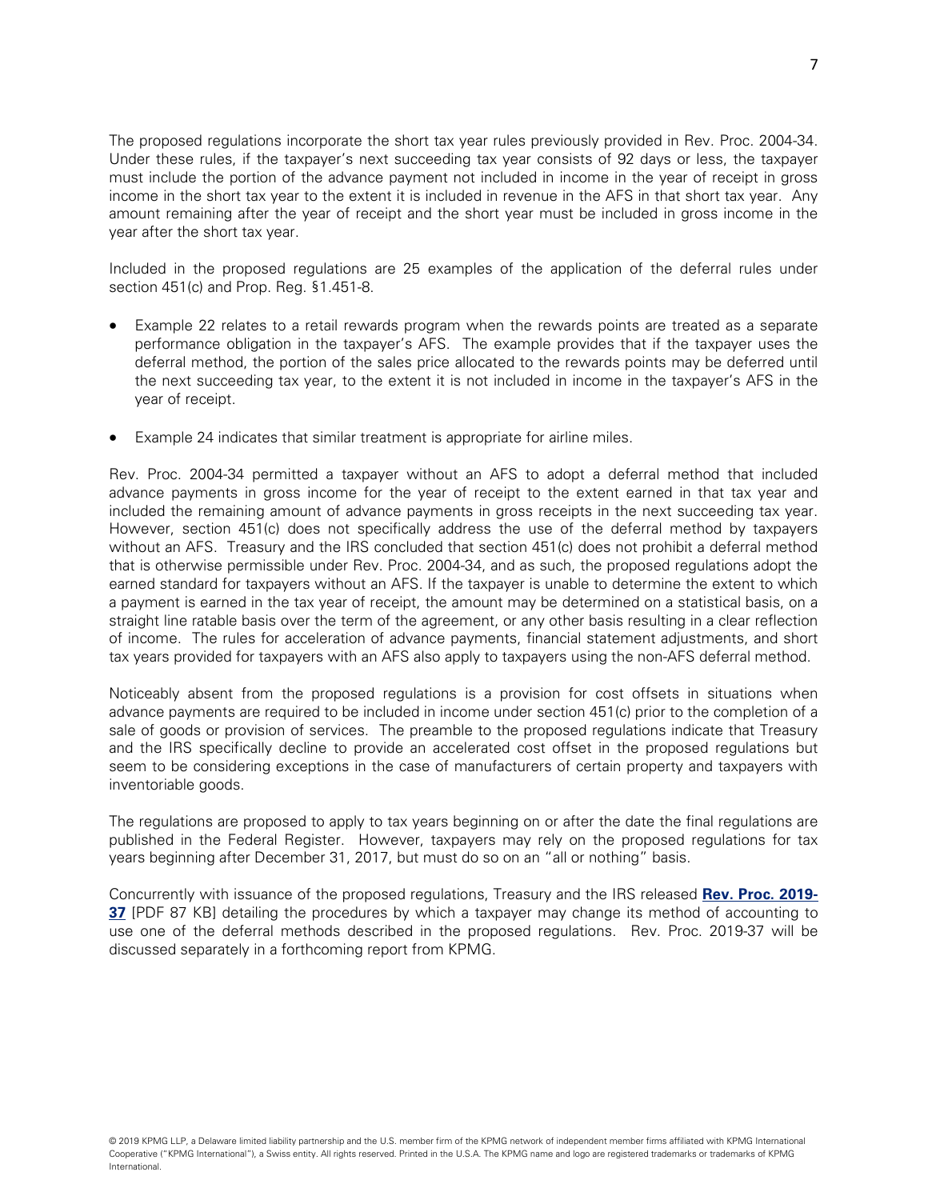The proposed regulations incorporate the short tax year rules previously provided in Rev. Proc. 2004-34. Under these rules, if the taxpayer's next succeeding tax year consists of 92 days or less, the taxpayer must include the portion of the advance payment not included in income in the year of receipt in gross income in the short tax year to the extent it is included in revenue in the AFS in that short tax year. Any amount remaining after the year of receipt and the short year must be included in gross income in the year after the short tax year.

Included in the proposed regulations are 25 examples of the application of the deferral rules under section 451(c) and Prop. Reg. §1.451-8.

- Example 22 relates to a retail rewards program when the rewards points are treated as a separate performance obligation in the taxpayer's AFS. The example provides that if the taxpayer uses the deferral method, the portion of the sales price allocated to the rewards points may be deferred until the next succeeding tax year, to the extent it is not included in income in the taxpayer's AFS in the year of receipt.

- Example 24 indicates that similar treatment is appropriate for airline miles.

Rev. Proc. 2004-34 permitted a taxpayer without an AFS to adopt a deferral method that included advance payments in gross income for the year of receipt to the extent earned in that tax year and included the remaining amount of advance payments in gross receipts in the next succeeding tax year. However, section 451(c) does not specifically address the use of the deferral method by taxpayers without an AFS. Treasury and the IRS concluded that section 451(c) does not prohibit a deferral method that is otherwise permissible under Rev. Proc. 2004-34, and as such, the proposed regulations adopt the earned standard for taxpayers without an AFS. If the taxpayer is unable to determine the extent to which a payment is earned in the tax year of receipt, the amount may be determined on a statistical basis, on a straight line ratable basis over the term of the agreement, or any other basis resulting in a clear reflection of income. The rules for acceleration of advance payments, financial statement adjustments, and short tax years provided for taxpayers with an AFS also apply to taxpayers using the non-AFS deferral method.

Noticeably absent from the proposed regulations is a provision for cost offsets in situations when advance payments are required to be included in income under section 451(c) prior to the completion of a sale of goods or provision of services. The preamble to the proposed regulations indicate that Treasury and the IRS specifically decline to provide an accelerated cost offset in the proposed regulations but seem to be considering exceptions in the case of manufacturers of certain property and taxpayers with inventoriable goods.

The regulations are proposed to apply to tax years beginning on or after the date the final regulations are published in the Federal Register. However, taxpayers may rely on the proposed regulations for tax years beginning after December 31, 2017, but must do so on an "all or nothing" basis.

Concurrently with issuance of the proposed regulations, Treasury and the IRS released **Rev. Proc. 2019-37** [PDF 87 KB] detailing the procedures by which a taxpayer may change its method of accounting to use one of the deferral methods described in the proposed regulations. Rev. Proc. 2019-37 will be discussed separately in a forthcoming report from KPMG.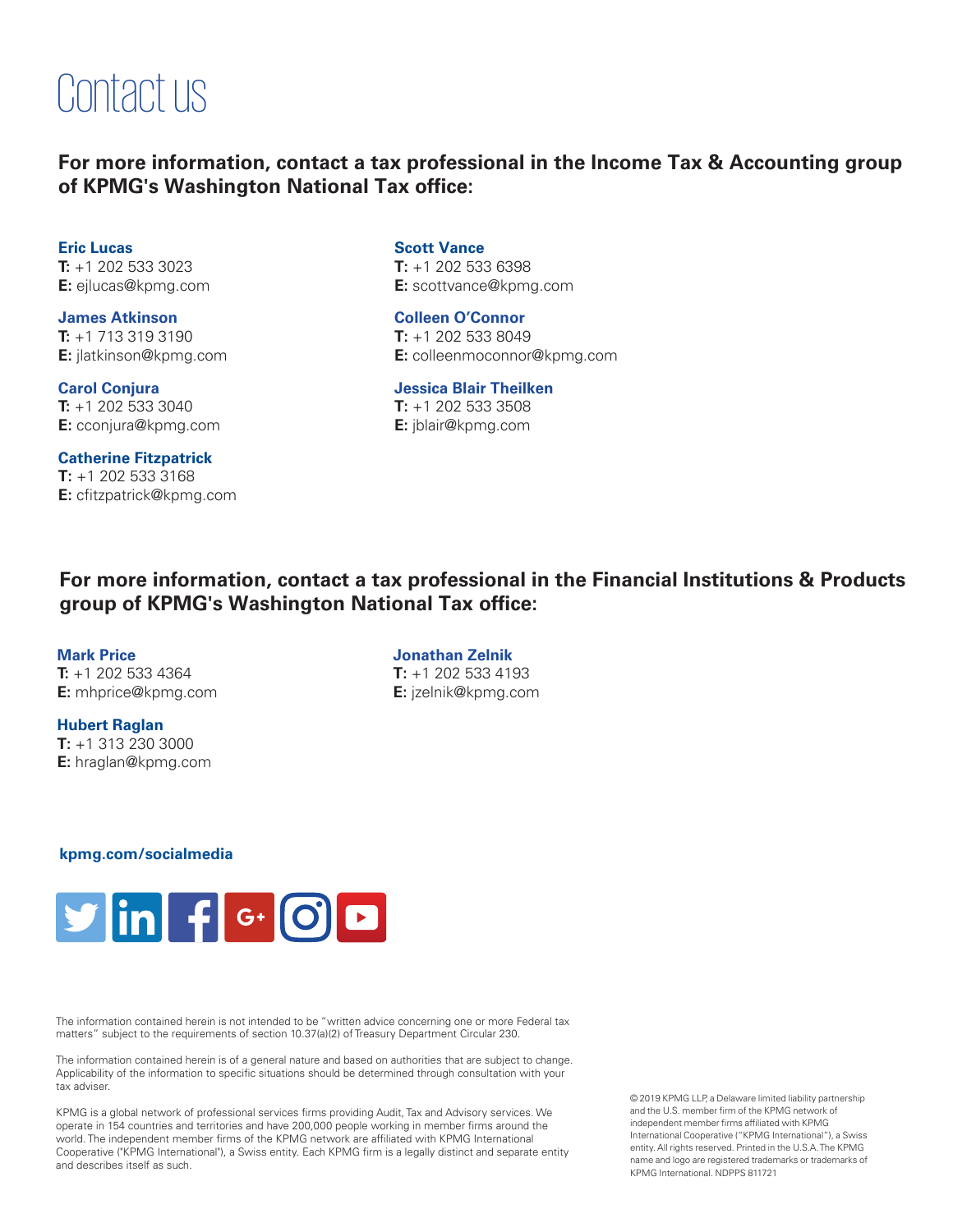# Contact us

**For more information, contact a tax professional in the Income Tax & Accounting group of KPMG's Washington National Tax office:**

**Eric Lucas**
**T:** +1 202 533 3023
**E:** ejlucas@kpmg.com

**James Atkinson**
**T:** +1 713 319 3190
**E:** jlatkinson@kpmg.com

**Carol Conjura**
**T:** +1 202 533 3040
**E:** cconjura@kpmg.com

**Catherine Fitzpatrick**
**T:** +1 202 533 3168
**E:** cfitzpatrick@kpmg.com

**Scott Vance**
**T:** +1 202 533 6398
**E:** scottvance@kpmg.com

**Colleen O'Connor**
**T:** +1 202 533 8049
**E:** colleenmoconnor@kpmg.com

**Jessica Blair Theilken**
**T:** +1 202 533 3508
**E:** jblair@kpmg.com

**For more information, contact a tax professional in the Financial Institutions & Products group of KPMG's Washington National Tax office:**

**Mark Price**
**T:** +1 202 533 4364
**E:** mhprice@kpmg.com

**Hubert Raglan**
**T:** +1 313 230 3000
**E:** hraglan@kpmg.com

**Jonathan Zelnik**
**T:** +1 202 533 4193
**E:** jzelnik@kpmg.com

**kpmg.com/socialmedia**

The information contained herein is not intended to be "written advice concerning one or more Federal tax matters" subject to the requirements of section 10.37(a)(2) of Treasury Department Circular 230.

The information contained herein is of a general nature and based on authorities that are subject to change. Applicability of the information to specific situations should be determined through consultation with your tax adviser.

KPMG is a global network of professional services firms providing Audit, Tax and Advisory services. We operate in 154 countries and territories and have 200,000 people working in member firms around the world. The independent member firms of the KPMG network are affiliated with KPMG International Cooperative ("KPMG International"), a Swiss entity. Each KPMG firm is a legally distinct and separate entity and describes itself as such.

© 2019 KPMG LLP, a Delaware limited liability partnership and the U.S. member firm of the KPMG network of independent member firms affiliated with KPMG International Cooperative ("KPMG International"), a Swiss entity. All rights reserved. Printed in the U.S.A. The KPMG name and logo are registered trademarks or trademarks of KPMG International. NDPPS 811721